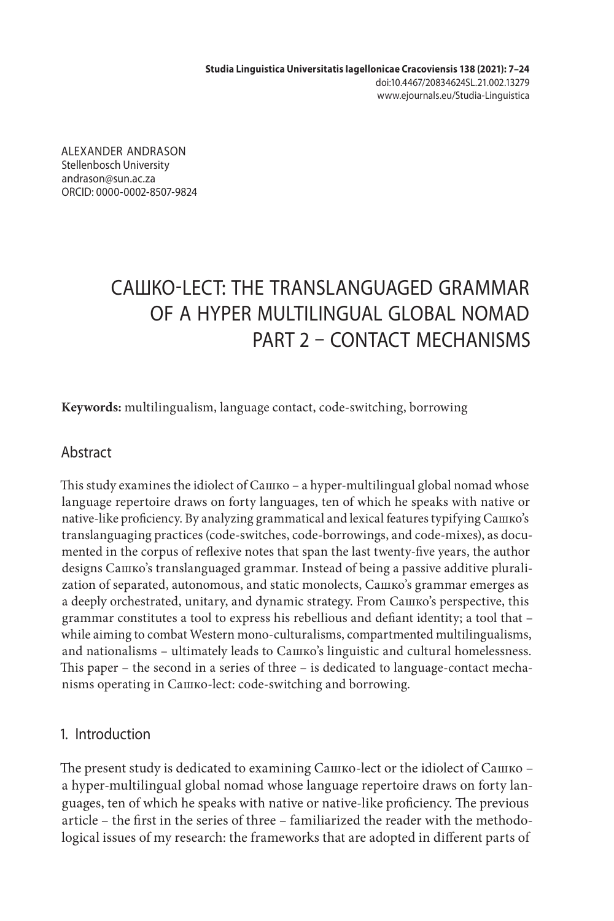ALEXANDER ANDRASON
Stellenbosch University
andrason@sun.ac.za
ORCID: 0000-0002-8507-9824

# САШКО-LECT: THE TRANSLANGUAGED GRAMMAR OF A HYPER MULTILINGUAL GLOBAL NOMAD PART 2 – CONTACT MECHANISMS

**Keywords:** multilingualism, language contact, code-switching, borrowing

## Abstract

This study examines the idiolect of Сашко – a hyper-multilingual global nomad whose language repertoire draws on forty languages, ten of which he speaks with native or native-like proficiency. By analyzing grammatical and lexical features typifying Сашко's translanguaging practices (code-switches, code-borrowings, and code-mixes), as documented in the corpus of reflexive notes that span the last twenty-five years, the author designs Сашко's translanguaged grammar. Instead of being a passive additive pluralization of separated, autonomous, and static monolects, Сашко's grammar emerges as a deeply orchestrated, unitary, and dynamic strategy. From Сашко's perspective, this grammar constitutes a tool to express his rebellious and defiant identity; a tool that – while aiming to combat Western mono-culturalisms, compartmented multilingualisms, and nationalisms – ultimately leads to Сашко's linguistic and cultural homelessness. This paper – the second in a series of three – is dedicated to language-contact mechanisms operating in Сашко-lect: code-switching and borrowing.

## 1. Introduction

The present study is dedicated to examining Сашко-lect or the idiolect of Сашко – a hyper-multilingual global nomad whose language repertoire draws on forty languages, ten of which he speaks with native or native-like proficiency. The previous article – the first in the series of three – familiarized the reader with the methodological issues of my research: the frameworks that are adopted in different parts of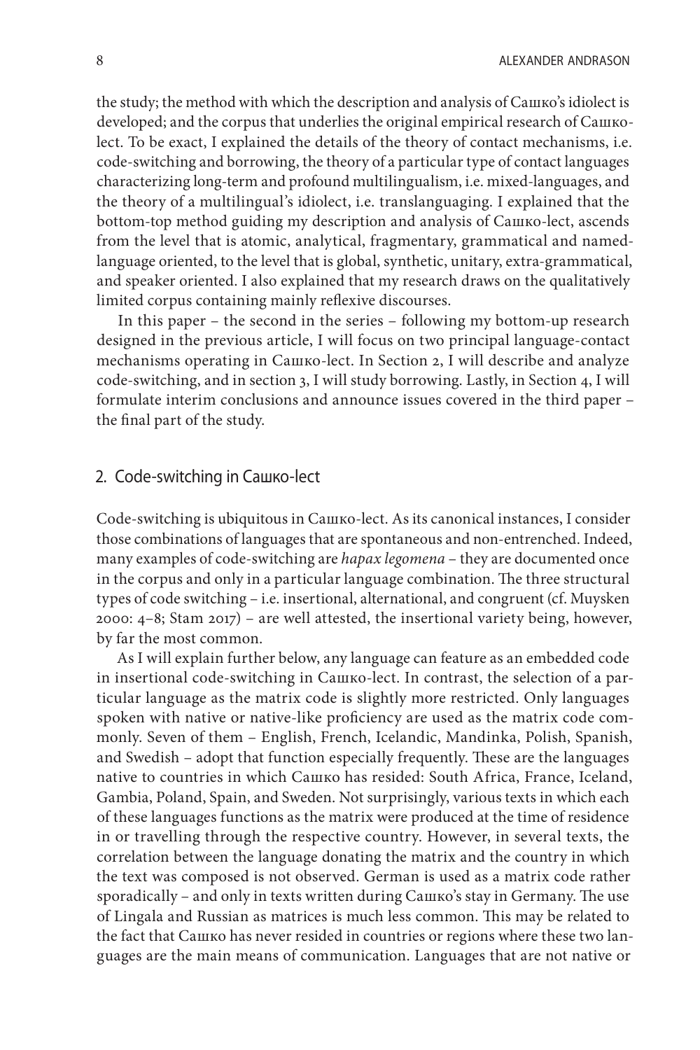the study; the method with which the description and analysis of Сашко's idiolect is developed; and the corpus that underlies the original empirical research of Сашко-lect. To be exact, I explained the details of the theory of contact mechanisms, i.e. code-switching and borrowing, the theory of a particular type of contact languages characterizing long-term and profound multilingualism, i.e. mixed-languages, and the theory of a multilingual's idiolect, i.e. translanguaging. I explained that the bottom-top method guiding my description and analysis of Сашко-lect, ascends from the level that is atomic, analytical, fragmentary, grammatical and named-language oriented, to the level that is global, synthetic, unitary, extra-grammatical, and speaker oriented. I also explained that my research draws on the qualitatively limited corpus containing mainly reflexive discourses.

In this paper – the second in the series – following my bottom-up research designed in the previous article, I will focus on two principal language-contact mechanisms operating in Сашко-lect. In Section 2, I will describe and analyze code-switching, and in section 3, I will study borrowing. Lastly, in Section 4, I will formulate interim conclusions and announce issues covered in the third paper – the final part of the study.

## 2. Code-switching in Сашко-lect

Code-switching is ubiquitous in Сашко-lect. As its canonical instances, I consider those combinations of languages that are spontaneous and non-entrenched. Indeed, many examples of code-switching are *hapax legomena* – they are documented once in the corpus and only in a particular language combination. The three structural types of code switching – i.e. insertional, alternational, and congruent (cf. Muysken 2000: 4–8; Stam 2017) – are well attested, the insertional variety being, however, by far the most common.

As I will explain further below, any language can feature as an embedded code in insertional code-switching in Сашко-lect. In contrast, the selection of a particular language as the matrix code is slightly more restricted. Only languages spoken with native or native-like proficiency are used as the matrix code commonly. Seven of them – English, French, Icelandic, Mandinka, Polish, Spanish, and Swedish – adopt that function especially frequently. These are the languages native to countries in which Сашко has resided: South Africa, France, Iceland, Gambia, Poland, Spain, and Sweden. Not surprisingly, various texts in which each of these languages functions as the matrix were produced at the time of residence in or travelling through the respective country. However, in several texts, the correlation between the language donating the matrix and the country in which the text was composed is not observed. German is used as a matrix code rather sporadically – and only in texts written during Сашко's stay in Germany. The use of Lingala and Russian as matrices is much less common. This may be related to the fact that Сашко has never resided in countries or regions where these two languages are the main means of communication. Languages that are not native or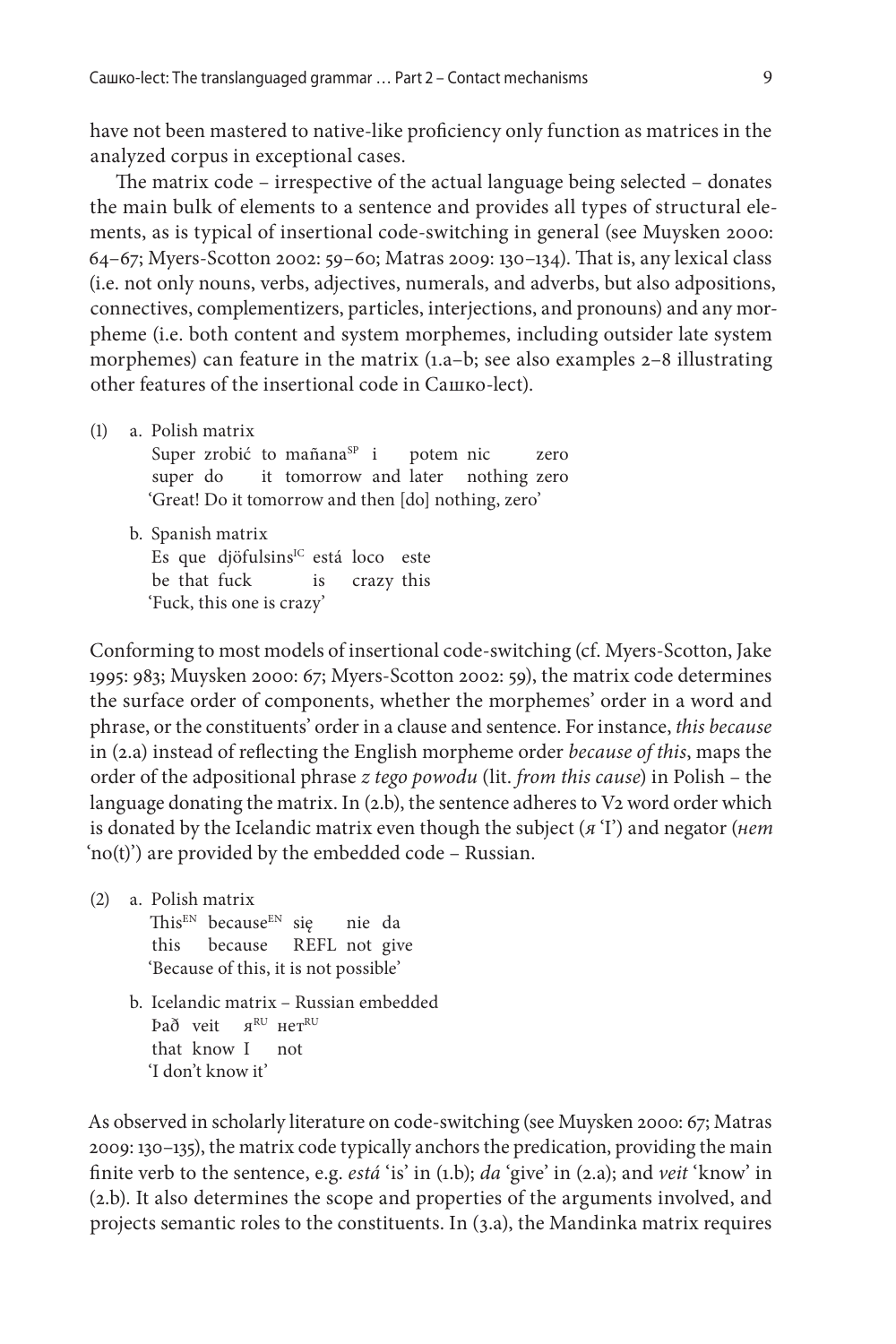have not been mastered to native-like proficiency only function as matrices in the analyzed corpus in exceptional cases.

The matrix code – irrespective of the actual language being selected – donates the main bulk of elements to a sentence and provides all types of structural elements, as is typical of insertional code-switching in general (see Muysken 2000: 64–67; Myers-Scotton 2002: 59–60; Matras 2009: 130–134). That is, any lexical class (i.e. not only nouns, verbs, adjectives, numerals, and adverbs, but also adpositions, connectives, complementizers, particles, interjections, and pronouns) and any morpheme (i.e. both content and system morphemes, including outsider late system morphemes) can feature in the matrix (1.a–b; see also examples 2–8 illustrating other features of the insertional code in Сашко-lect).

(1) a. Polish matrix

| Super | zrobić | to | mañana[SP] | i | potem | nic | zero |
|---|---|---|---|---|---|---|---|
| super | do | it | tomorrow | and | later | nothing | zero |

'Great! Do it tomorrow and then [do] nothing, zero'

b. Spanish matrix

| Es | que | djöfulsins[IC] | está | loco | este |
|---|---|---|---|---|---|
| be | that | fuck | is | crazy | this |

'Fuck, this one is crazy'

Conforming to most models of insertional code-switching (cf. Myers-Scotton, Jake 1995: 983; Muysken 2000: 67; Myers-Scotton 2002: 59), the matrix code determines the surface order of components, whether the morphemes' order in a word and phrase, or the constituents' order in a clause and sentence. For instance, *this because* in (2.a) instead of reflecting the English morpheme order *because of this*, maps the order of the adpositional phrase *z tego powodu* (lit. *from this cause*) in Polish – the language donating the matrix. In (2.b), the sentence adheres to V2 word order which is donated by the Icelandic matrix even though the subject (*я* 'I') and negator (*нет* 'no(t)') are provided by the embedded code – Russian.

(2) a. Polish matrix

| This[EN] | because[EN] | się | nie | da |
|---|---|---|---|---|
| this | because | REFL | not | give |

'Because of this, it is not possible'

b. Icelandic matrix – Russian embedded

| Það | veit | я[RU] | нет[RU] |
|---|---|---|---|
| that | know | I | not |

'I don't know it'

As observed in scholarly literature on code-switching (see Muysken 2000: 67; Matras 2009: 130–135), the matrix code typically anchors the predication, providing the main finite verb to the sentence, e.g. *está* 'is' in (1.b); *da* 'give' in (2.a); and *veit* 'know' in (2.b). It also determines the scope and properties of the arguments involved, and projects semantic roles to the constituents. In (3.a), the Mandinka matrix requires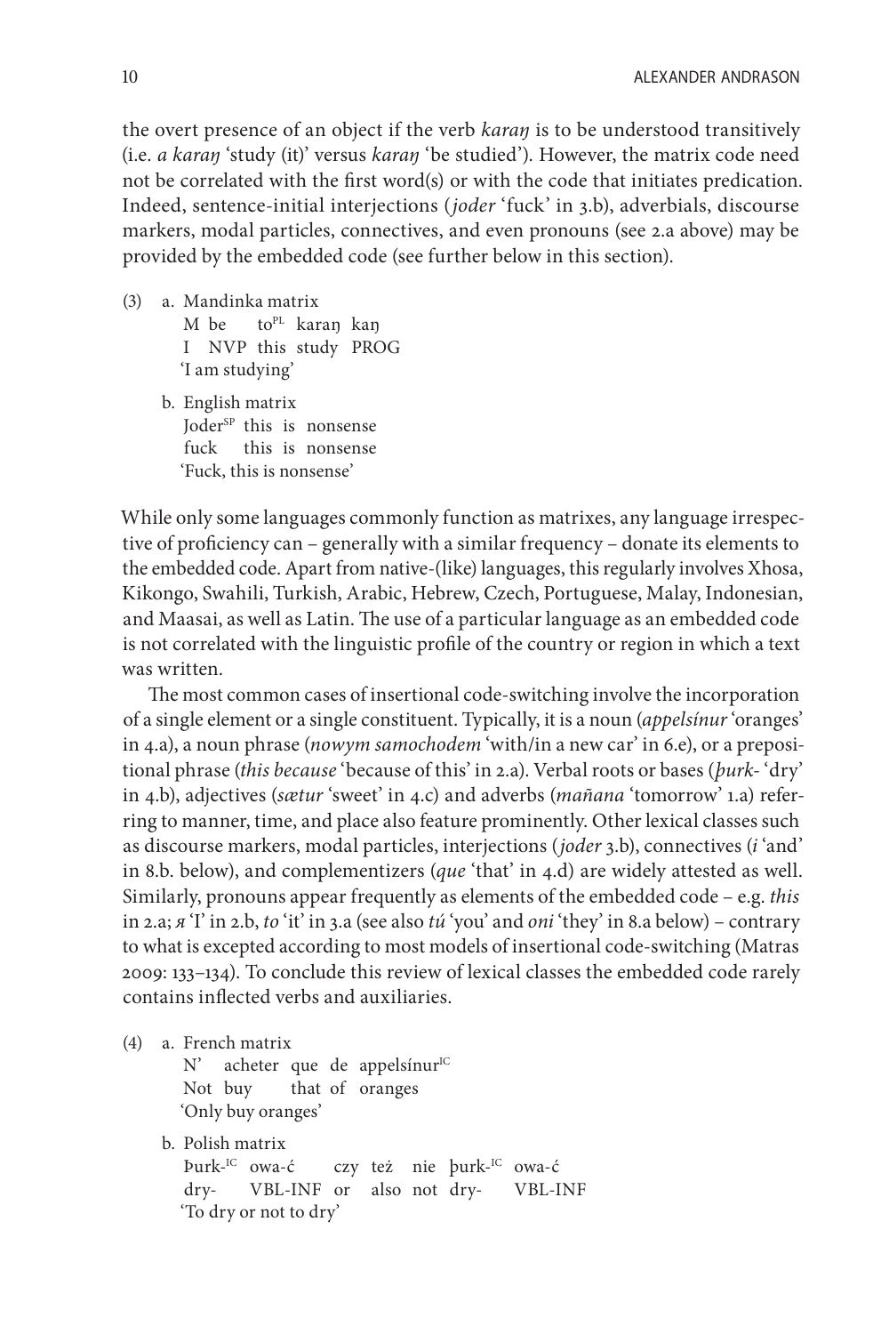the overt presence of an object if the verb *karaŋ* is to be understood transitively (i.e. *a karaŋ* 'study (it)' versus *karaŋ* 'be studied'). However, the matrix code need not be correlated with the first word(s) or with the code that initiates predication. Indeed, sentence-initial interjections (*joder* 'fuck' in 3.b), adverbials, discourse markers, modal particles, connectives, and even pronouns (see 2.a above) may be provided by the embedded code (see further below in this section).

(3) a. Mandinka matrix
   M be to[PL] karaŋ kaŋ
   I NVP this study PROG
   'I am studying'

   b. English matrix
   Joder[SP] this is nonsense
   fuck this is nonsense
   'Fuck, this is nonsense'

While only some languages commonly function as matrixes, any language irrespective of proficiency can – generally with a similar frequency – donate its elements to the embedded code. Apart from native-(like) languages, this regularly involves Xhosa, Kikongo, Swahili, Turkish, Arabic, Hebrew, Czech, Portuguese, Malay, Indonesian, and Maasai, as well as Latin. The use of a particular language as an embedded code is not correlated with the linguistic profile of the country or region in which a text was written.

The most common cases of insertional code-switching involve the incorporation of a single element or a single constituent. Typically, it is a noun (*appelsínur* 'oranges' in 4.a), a noun phrase (*nowym samochodem* 'with/in a new car' in 6.e), or a prepositional phrase (*this because* 'because of this' in 2.a). Verbal roots or bases (*þurk-* 'dry' in 4.b), adjectives (*sætur* 'sweet' in 4.c) and adverbs (*mañana* 'tomorrow' 1.a) referring to manner, time, and place also feature prominently. Other lexical classes such as discourse markers, modal particles, interjections (*joder* 3.b), connectives (*i* 'and' in 8.b. below), and complementizers (*que* 'that' in 4.d) are widely attested as well. Similarly, pronouns appear frequently as elements of the embedded code – e.g. *this* in 2.a; *я* 'I' in 2.b, *to* 'it' in 3.a (see also *tú* 'you' and *oni* 'they' in 8.a below) – contrary to what is excepted according to most models of insertional code-switching (Matras 2009: 133–134). To conclude this review of lexical classes the embedded code rarely contains inflected verbs and auxiliaries.

(4) a. French matrix
   N' acheter que de appelsínur[IC]
   Not buy that of oranges
   'Only buy oranges'

   b. Polish matrix
   Þurk-[IC] owa-ć czy też nie þurk-[IC] owa-ć
   dry- VBL-INF or also not dry- VBL-INF
   'To dry or not to dry'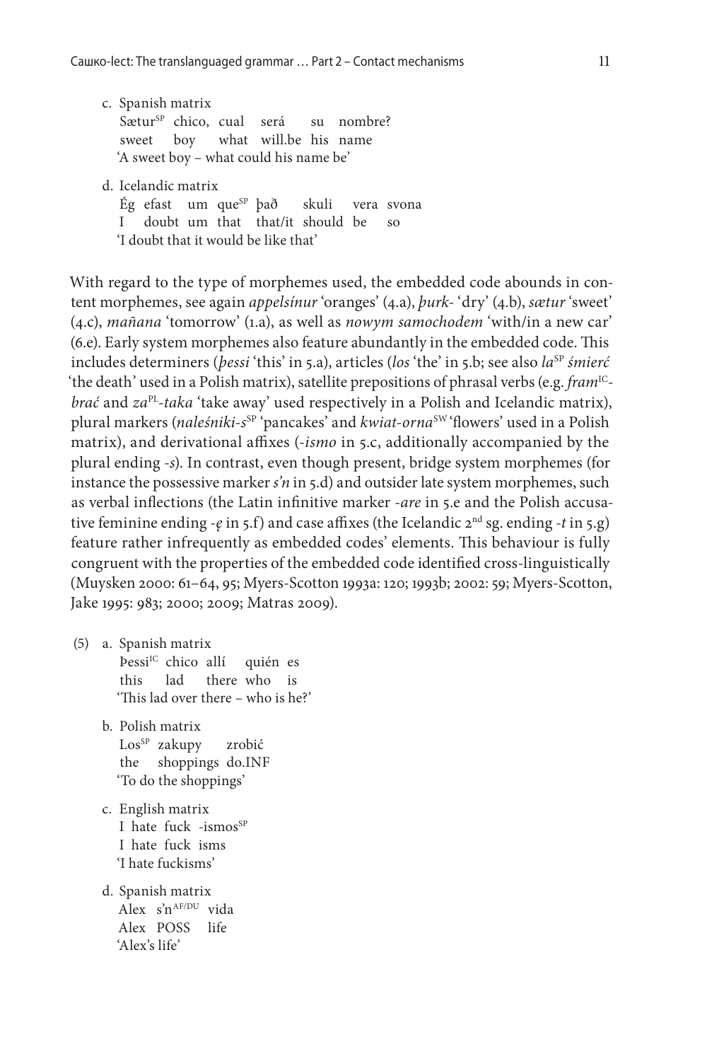c. Spanish matrix
   Sætur[SP] chico, cual será su nombre?
   sweet boy what will.be his name
   'A sweet boy – what could his name be'

d. Icelandic matrix
   Ég efast um que[SP] það skuli vera svona
   I doubt um that that/it should be so
   'I doubt that it would be like that'

With regard to the type of morphemes used, the embedded code abounds in content morphemes, see again *appelsínur* 'oranges' (4.a), *þurk-* 'dry' (4.b), *sætur* 'sweet' (4.c), *mañana* 'tomorrow' (1.a), as well as *nowym samochodem* 'with/in a new car' (6.e). Early system morphemes also feature abundantly in the embedded code. This includes determiners (*þessi* 'this' in 5.a), articles (*los* 'the' in 5.b; see also *la*[SP] *śmierć* 'the death' used in a Polish matrix), satellite prepositions of phrasal verbs (e.g. *fram*[IC]-*brać* and *za*[PL]-*taka* 'take away' used respectively in a Polish and Icelandic matrix), plural markers (*naleśniki-s*[SP] 'pancakes' and *kwiat-orna*[SW] 'flowers' used in a Polish matrix), and derivational affixes (*-ismo* in 5.c, additionally accompanied by the plural ending *-s*). In contrast, even though present, bridge system morphemes (for instance the possessive marker *s'n* in 5.d) and outsider late system morphemes, such as verbal inflections (the Latin infinitive marker *-are* in 5.e and the Polish accusative feminine ending *-ę* in 5.f) and case affixes (the Icelandic 2nd sg. ending *-t* in 5.g) feature rather infrequently as embedded codes' elements. This behaviour is fully congruent with the properties of the embedded code identified cross-linguistically (Muysken 2000: 61–64, 95; Myers-Scotton 1993a: 120; 1993b; 2002: 59; Myers-Scotton, Jake 1995: 983; 2000; 2009; Matras 2009).

(5) a. Spanish matrix
   Þessi[IC] chico allí quién es
   this lad there who is
   'This lad over there – who is he?'

b. Polish matrix
   Los[SP] zakupy zrobić
   the shoppings do.INF
   'To do the shoppings'

c. English matrix
   I hate fuck -ismos[SP]
   I hate fuck isms
   'I hate fuckisms'

d. Spanish matrix
   Alex s'n[AF/DU] vida
   Alex POSS life
   'Alex's life'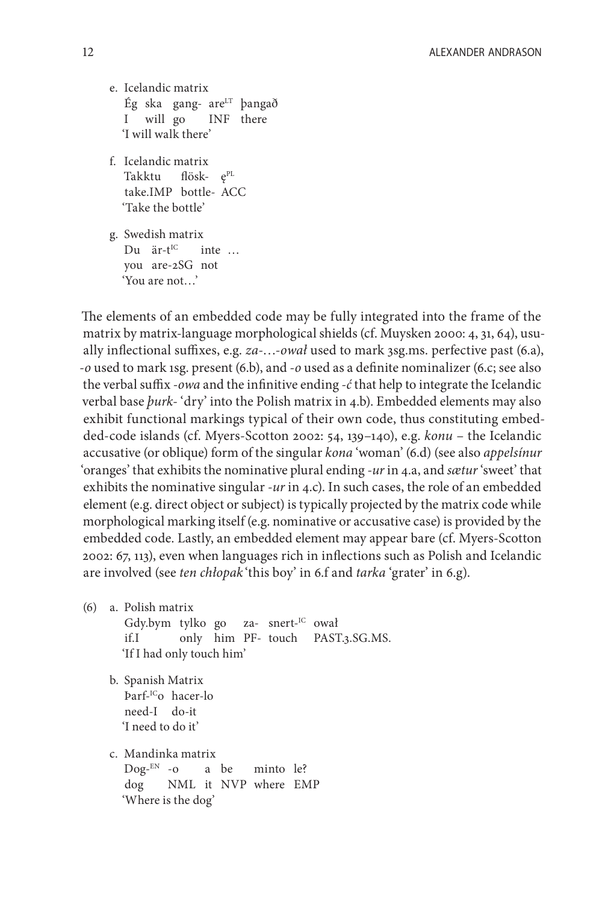e. Icelandic matrix
   Ég ska gang- are[LT] þangað
   I will go INF there
   'I will walk there'

f. Icelandic matrix
   Takktu flösk- ę[PL]
   take.IMP bottle- ACC
   'Take the bottle'

g. Swedish matrix
   Du är-t[IC] inte …
   you are-2SG not
   'You are not…'

The elements of an embedded code may be fully integrated into the frame of the matrix by matrix-language morphological shields (cf. Muysken 2000: 4, 31, 64), usually inflectional suffixes, e.g. *za-…-ował* used to mark 3sg.ms. perfective past (6.a), *-o* used to mark 1sg. present (6.b), and *-o* used as a definite nominalizer (6.c; see also the verbal suffix *-owa* and the infinitive ending *-ć* that help to integrate the Icelandic verbal base *þurk-* 'dry' into the Polish matrix in 4.b). Embedded elements may also exhibit functional markings typical of their own code, thus constituting embedded-code islands (cf. Myers-Scotton 2002: 54, 139–140), e.g. *konu* – the Icelandic accusative (or oblique) form of the singular *kona* 'woman' (6.d) (see also *appelsínur* 'oranges' that exhibits the nominative plural ending *-ur* in 4.a, and *sætur* 'sweet' that exhibits the nominative singular *-ur* in 4.c). In such cases, the role of an embedded element (e.g. direct object or subject) is typically projected by the matrix code while morphological marking itself (e.g. nominative or accusative case) is provided by the embedded code. Lastly, an embedded element may appear bare (cf. Myers-Scotton 2002: 67, 113), even when languages rich in inflections such as Polish and Icelandic are involved (see *ten chłopak* 'this boy' in 6.f and *tarka* 'grater' in 6.g).

(6) a. Polish matrix
   Gdy.bym tylko go za- snert-[IC] ował
   if.I only him PF- touch PAST.3.SG.MS.
   'If I had only touch him'

b. Spanish Matrix
   Þarf-[IC]o hacer-lo
   need-I do-it
   'I need to do it'

c. Mandinka matrix
   Dog-[EN] -o a be minto le?
   dog NML it NVP where EMP
   'Where is the dog'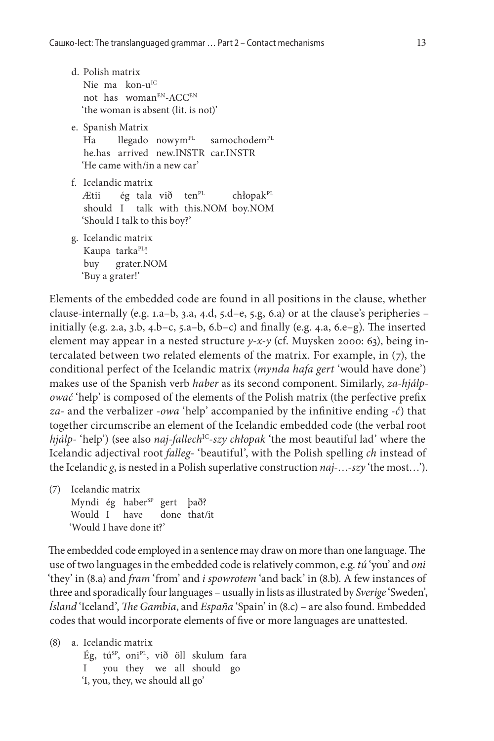d. Polish matrix
   Nie ma kon-u[IC]
   not has woman[EN]-ACC[EN]
   'the woman is absent (lit. is not)'

e. Spanish Matrix
   Ha llegado nowym[PL] samochodem[PL]
   he.has arrived new.INSTR car.INSTR
   'He came with/in a new car'

f. Icelandic matrix
   Ætii ég tala við ten[PL] chłopak[PL]
   should I talk with this.NOM boy.NOM
   'Should I talk to this boy?'

g. Icelandic matrix
   Kaupa tarka[PL]!
   buy grater.NOM
   'Buy a grater!'

Elements of the embedded code are found in all positions in the clause, whether clause-internally (e.g. 1.a–b, 3.a, 4.d, 5.d–e, 5.g, 6.a) or at the clause's peripheries – initially (e.g. 2.a, 3.b, 4.b–c, 5.a–b, 6.b–c) and finally (e.g. 4.a, 6.e–g). The inserted element may appear in a nested structure *y-x-y* (cf. Muysken 2000: 63), being intercalated between two related elements of the matrix. For example, in (7), the conditional perfect of the Icelandic matrix (*mynda hafa gert* 'would have done') makes use of the Spanish verb *haber* as its second component. Similarly, *za-hjálp-ować* 'help' is composed of the elements of the Polish matrix (the perfective prefix *za-* and the verbalizer *-owa* 'help' accompanied by the infinitive ending *-ć*) that together circumscribe an element of the Icelandic embedded code (the verbal root *hjálp-* 'help') (see also *naj-fallech*[IC]*-szy chłopak* 'the most beautiful lad' where the Icelandic adjectival root *falleg-* 'beautiful', with the Polish spelling *ch* instead of the Icelandic *g*, is nested in a Polish superlative construction *naj-…-szy* 'the most…').

(7) Icelandic matrix
    Myndi ég haber[SP] gert það?
    Would I have done that/it
    'Would I have done it?'

The embedded code employed in a sentence may draw on more than one language. The use of two languages in the embedded code is relatively common, e.g. *tú* 'you' and *oni* 'they' in (8.a) and *fram* 'from' and *i spowrotem* 'and back' in (8.b). A few instances of three and sporadically four languages – usually in lists as illustrated by *Sverige* 'Sweden', *Ísland* 'Iceland', *The Gambia*, and *España* 'Spain' in (8.c) – are also found. Embedded codes that would incorporate elements of five or more languages are unattested.

(8) a. Icelandic matrix
       Ég, tú[SP], oni[PL], við öll skulum fara
       I you they we all should go
       'I, you, they, we should all go'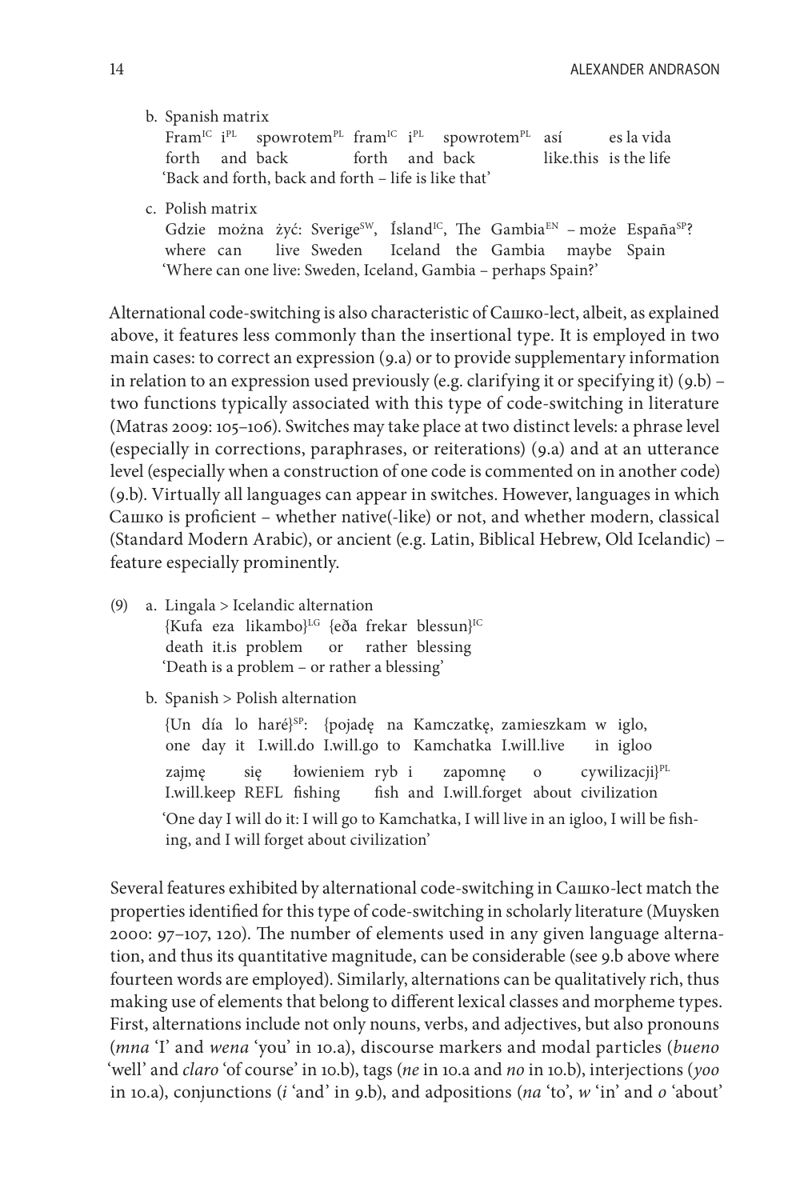b. Spanish matrix

Fram[IC] i[PL] spowrotem[PL] fram[IC] i[PL] spowrotem[PL] así es la vida
forth and back forth and back like.this is the life
'Back and forth, back and forth – life is like that'

c. Polish matrix

Gdzie można żyć: Sverige[SW], Ísland[IC], The Gambia[EN] – może España[SP]?
where can live Sweden Iceland the Gambia maybe Spain
'Where can one live: Sweden, Iceland, Gambia – perhaps Spain?'

Alternational code-switching is also characteristic of Сашко-lect, albeit, as explained above, it features less commonly than the insertional type. It is employed in two main cases: to correct an expression (9.a) or to provide supplementary information in relation to an expression used previously (e.g. clarifying it or specifying it) (9.b) – two functions typically associated with this type of code-switching in literature (Matras 2009: 105–106). Switches may take place at two distinct levels: a phrase level (especially in corrections, paraphrases, or reiterations) (9.a) and at an utterance level (especially when a construction of one code is commented on in another code) (9.b). Virtually all languages can appear in switches. However, languages in which Сашко is proficient – whether native(-like) or not, and whether modern, classical (Standard Modern Arabic), or ancient (e.g. Latin, Biblical Hebrew, Old Icelandic) – feature especially prominently.

(9) a. Lingala > Icelandic alternation

{Kufa eza likambo}[LG] {eða frekar blessun}[IC]
death it.is problem or rather blessing
'Death is a problem – or rather a blessing'

b. Spanish > Polish alternation

{Un día lo haré}[SP]: {pojadę na Kamczatkę, zamieszkam w iglo,
one day it I.will.do I.will.go to Kamchatka I.will.live in igloo
zajmę się łowieniem ryb i zapomnę o cywilizacji}[PL]
I.will.keep REFL fishing fish and I.will.forget about civilization
'One day I will do it: I will go to Kamchatka, I will live in an igloo, I will be fishing, and I will forget about civilization'

Several features exhibited by alternational code-switching in Сашко-lect match the properties identified for this type of code-switching in scholarly literature (Muysken 2000: 97–107, 120). The number of elements used in any given language alternation, and thus its quantitative magnitude, can be considerable (see 9.b above where fourteen words are employed). Similarly, alternations can be qualitatively rich, thus making use of elements that belong to different lexical classes and morpheme types. First, alternations include not only nouns, verbs, and adjectives, but also pronouns (*mna* 'I' and *wena* 'you' in 10.a), discourse markers and modal particles (*bueno* 'well' and *claro* 'of course' in 10.b), tags (*ne* in 10.a and *no* in 10.b), interjections (*yoo* in 10.a), conjunctions (*i* 'and' in 9.b), and adpositions (*na* 'to', *w* 'in' and *o* 'about'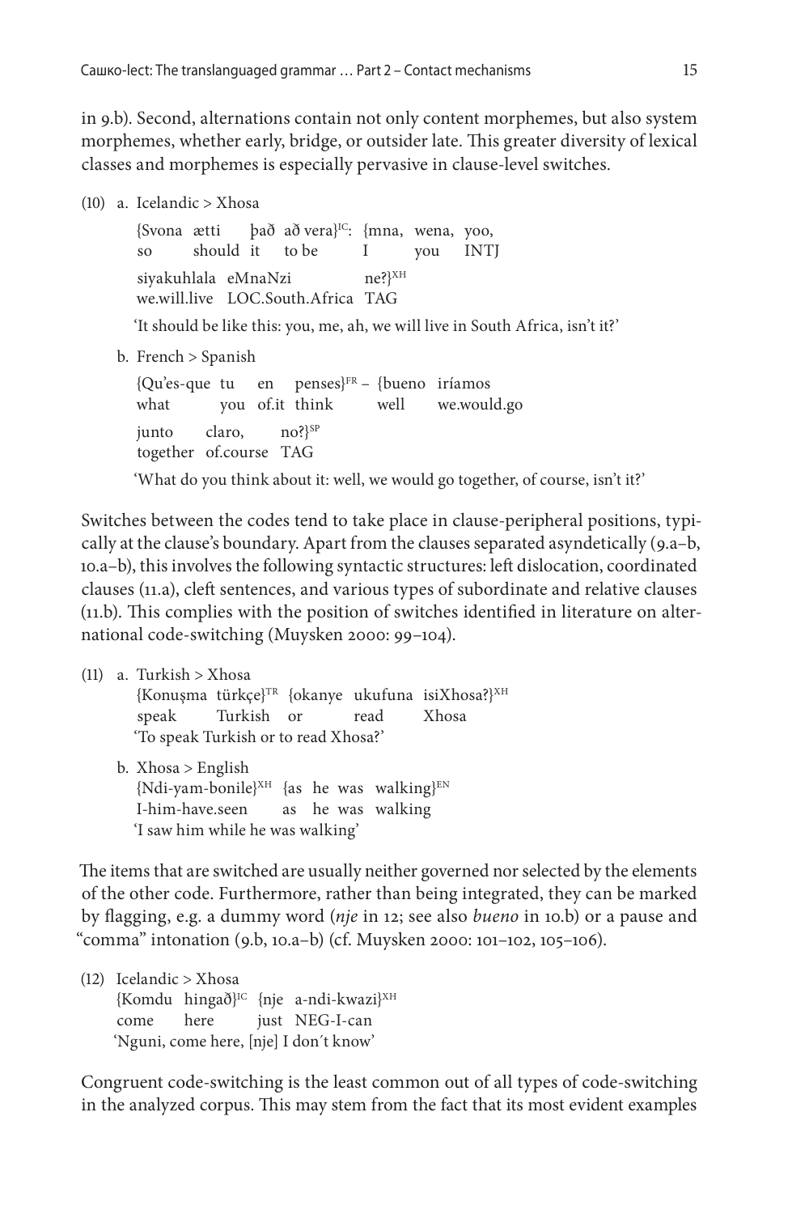in 9.b). Second, alternations contain not only content morphemes, but also system morphemes, whether early, bridge, or outsider late. This greater diversity of lexical classes and morphemes is especially pervasive in clause-level switches.

(10) a. Icelandic > Xhosa

{Svona ætti það að vera}[IC]: {mna, wena, yoo,
so should it to be I you INTJ

siyakuhlala eMnaNzi ne?}[XH]
we.will.live LOC.South.Africa TAG

'It should be like this: you, me, ah, we will live in South Africa, isn't it?'

b. French > Spanish

{Qu'es-que tu en penses}[FR] – {bueno iríamos
what you of.it think well we.would.go

junto claro, no?}[SP]
together of.course TAG

'What do you think about it: well, we would go together, of course, isn't it?'

Switches between the codes tend to take place in clause-peripheral positions, typically at the clause's boundary. Apart from the clauses separated asyndetically (9.a–b, 10.a–b), this involves the following syntactic structures: left dislocation, coordinated clauses (11.a), cleft sentences, and various types of subordinate and relative clauses (11.b). This complies with the position of switches identified in literature on alternational code-switching (Muysken 2000: 99–104).

(11) a. Turkish > Xhosa
{Konuşma türkçe}[TR] {okanye ukufuna isiXhosa?}[XH]
speak Turkish or read Xhosa
'To speak Turkish or to read Xhosa?'

b. Xhosa > English
{Ndi-yam-bonile}[XH] {as he was walking}[EN]
I-him-have.seen as he was walking
'I saw him while he was walking'

The items that are switched are usually neither governed nor selected by the elements of the other code. Furthermore, rather than being integrated, they can be marked by flagging, e.g. a dummy word (*nje* in 12; see also *bueno* in 10.b) or a pause and "comma" intonation (9.b, 10.a–b) (cf. Muysken 2000: 101–102, 105–106).

(12) Icelandic > Xhosa
{Komdu hingað}[IC] {nje a-ndi-kwazi}[XH]
come here just NEG-I-can
'Nguni, come here, [nje] I don´t know'

Congruent code-switching is the least common out of all types of code-switching in the analyzed corpus. This may stem from the fact that its most evident examples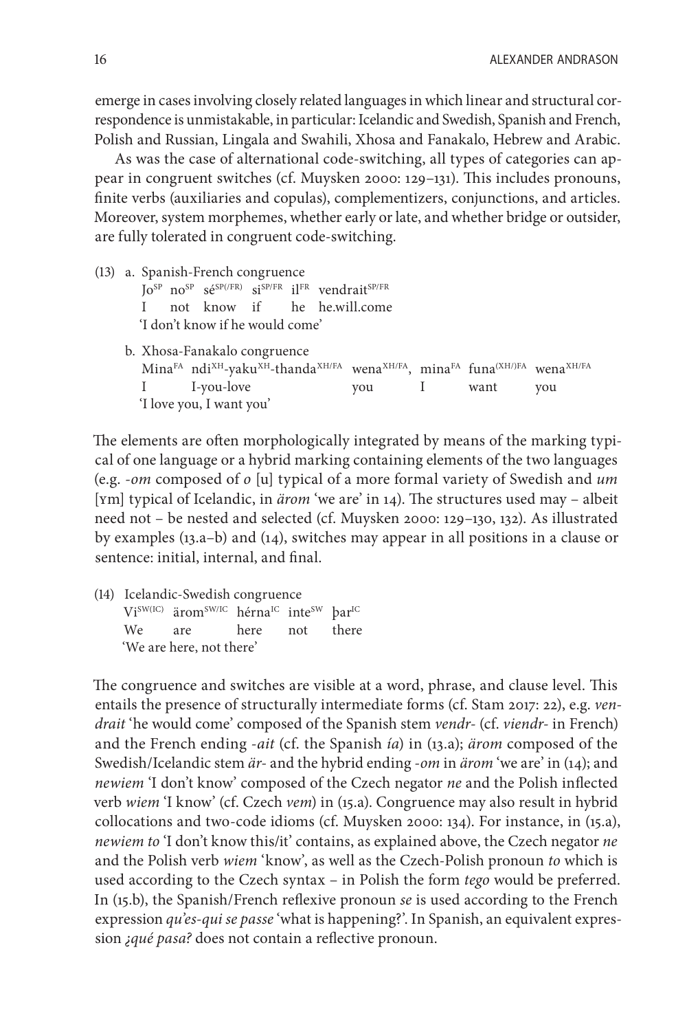emerge in cases involving closely related languages in which linear and structural correspondence is unmistakable, in particular: Icelandic and Swedish, Spanish and French, Polish and Russian, Lingala and Swahili, Xhosa and Fanakalo, Hebrew and Arabic.

As was the case of alternational code-switching, all types of categories can appear in congruent switches (cf. Muysken 2000: 129–131). This includes pronouns, finite verbs (auxiliaries and copulas), complementizers, conjunctions, and articles. Moreover, system morphemes, whether early or late, and whether bridge or outsider, are fully tolerated in congruent code-switching.

(13) a. Spanish-French congruence
Jo$^{SP}$ no$^{SP}$ sé$^{SP(/FR)}$ si$^{SP/FR}$ il$^{FR}$ vendrait$^{SP/FR}$
I not know if he he.will.come
'I don't know if he would come'

b. Xhosa-Fanakalo congruence
Mina$^{FA}$ ndi$^{XH}$-yaku$^{XH}$-thanda$^{XH/FA}$ wena$^{XH/FA}$, mina$^{FA}$ funa$^{(XH/)FA}$ wena$^{XH/FA}$
I I-you-love you I want you
'I love you, I want you'

The elements are often morphologically integrated by means of the marking typical of one language or a hybrid marking containing elements of the two languages (e.g. *-om* composed of *o* [u] typical of a more formal variety of Swedish and *um* [ʏm] typical of Icelandic, in *ärom* 'we are' in 14). The structures used may – albeit need not – be nested and selected (cf. Muysken 2000: 129–130, 132). As illustrated by examples (13.a–b) and (14), switches may appear in all positions in a clause or sentence: initial, internal, and final.

(14) Icelandic-Swedish congruence
Vi$^{SW(IC)}$ ärom$^{SW/IC}$ hérna$^{IC}$ inte$^{SW}$ þar$^{IC}$
We are here not there
'We are here, not there'

The congruence and switches are visible at a word, phrase, and clause level. This entails the presence of structurally intermediate forms (cf. Stam 2017: 22), e.g. *vendrait* 'he would come' composed of the Spanish stem *vendr-* (cf. *viendr-* in French) and the French ending *-ait* (cf. the Spanish *ía*) in (13.a); *ärom* composed of the Swedish/Icelandic stem *är-* and the hybrid ending *-om* in *ärom* 'we are' in (14); and *newiem* 'I don't know' composed of the Czech negator *ne* and the Polish inflected verb *wiem* 'I know' (cf. Czech *vem*) in (15.a). Congruence may also result in hybrid collocations and two-code idioms (cf. Muysken 2000: 134). For instance, in (15.a), *newiem to* 'I don't know this/it' contains, as explained above, the Czech negator *ne* and the Polish verb *wiem* 'know', as well as the Czech-Polish pronoun *to* which is used according to the Czech syntax – in Polish the form *tego* would be preferred. In (15.b), the Spanish/French reflexive pronoun *se* is used according to the French expression *qu'es-qui se passe* 'what is happening?'. In Spanish, an equivalent expression *¿qué pasa?* does not contain a reflective pronoun.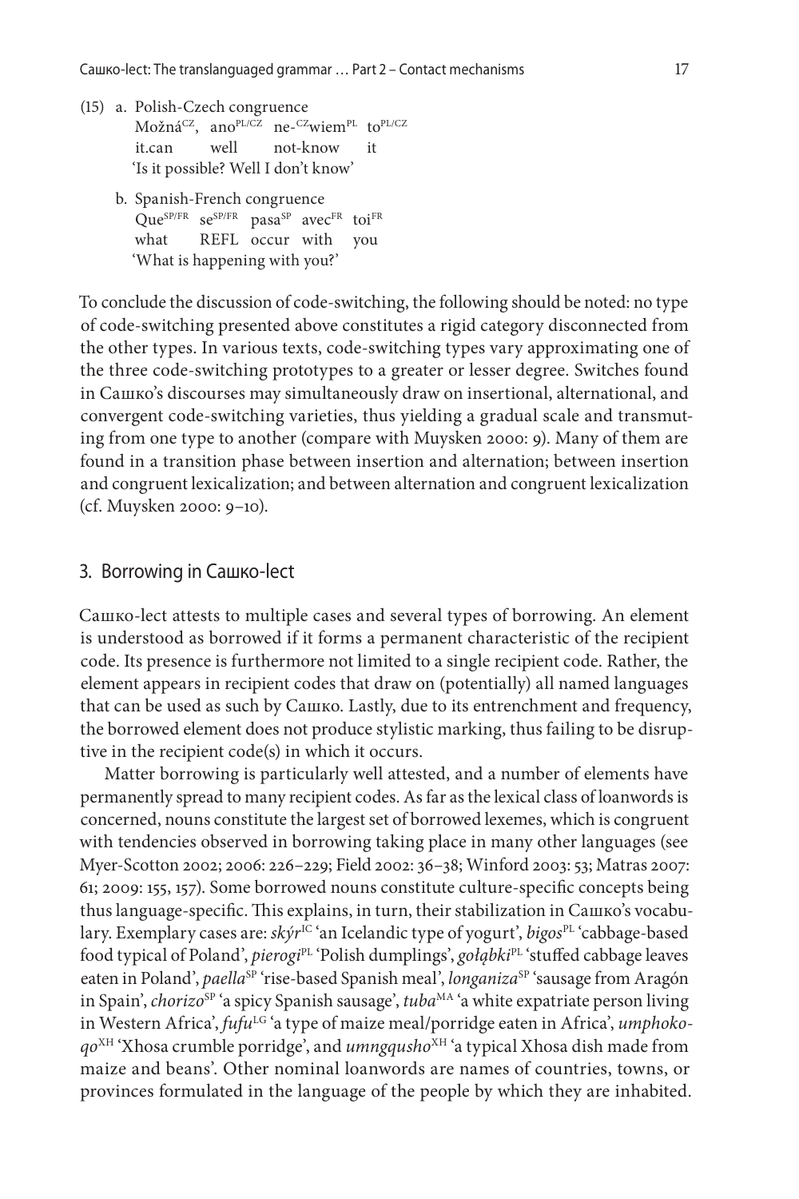(15) a. Polish-Czech congruence

Možná[CZ], ano[PL/CZ] ne-[CZ]wiem[PL] to[PL/CZ]
it.can well not-know it
'Is it possible? Well I don't know'

b. Spanish-French congruence

Que[SP/FR] se[SP/FR] pasa[SP] avec[FR] toi[FR]
what REFL occur with you
'What is happening with you?'

To conclude the discussion of code-switching, the following should be noted: no type of code-switching presented above constitutes a rigid category disconnected from the other types. In various texts, code-switching types vary approximating one of the three code-switching prototypes to a greater or lesser degree. Switches found in Сашко's discourses may simultaneously draw on insertional, alternational, and convergent code-switching varieties, thus yielding a gradual scale and transmuting from one type to another (compare with Muysken 2000: 9). Many of them are found in a transition phase between insertion and alternation; between insertion and congruent lexicalization; and between alternation and congruent lexicalization (cf. Muysken 2000: 9–10).

## 3. Borrowing in Сашко-lect

Сашко-lect attests to multiple cases and several types of borrowing. An element is understood as borrowed if it forms a permanent characteristic of the recipient code. Its presence is furthermore not limited to a single recipient code. Rather, the element appears in recipient codes that draw on (potentially) all named languages that can be used as such by Сашко. Lastly, due to its entrenchment and frequency, the borrowed element does not produce stylistic marking, thus failing to be disruptive in the recipient code(s) in which it occurs.

Matter borrowing is particularly well attested, and a number of elements have permanently spread to many recipient codes. As far as the lexical class of loanwords is concerned, nouns constitute the largest set of borrowed lexemes, which is congruent with tendencies observed in borrowing taking place in many other languages (see Myer-Scotton 2002; 2006: 226–229; Field 2002: 36–38; Winford 2003: 53; Matras 2007: 61; 2009: 155, 157). Some borrowed nouns constitute culture-specific concepts being thus language-specific. This explains, in turn, their stabilization in Сашко's vocabulary. Exemplary cases are: *skýr*[IC] 'an Icelandic type of yogurt', *bigos*[PL] 'cabbage-based food typical of Poland', *pierogi*[PL] 'Polish dumplings', *gołąbki*[PL] 'stuffed cabbage leaves eaten in Poland', *paella*[SP] 'rise-based Spanish meal', *longaniza*[SP] 'sausage from Aragón in Spain', *chorizo*[SP] 'a spicy Spanish sausage', *tuba*[MA] 'a white expatriate person living in Western Africa', *fufu*[LG] 'a type of maize meal/porridge eaten in Africa', *umphokoqo*[XH] 'Xhosa crumble porridge', and *umngqusho*[XH] 'a typical Xhosa dish made from maize and beans'. Other nominal loanwords are names of countries, towns, or provinces formulated in the language of the people by which they are inhabited.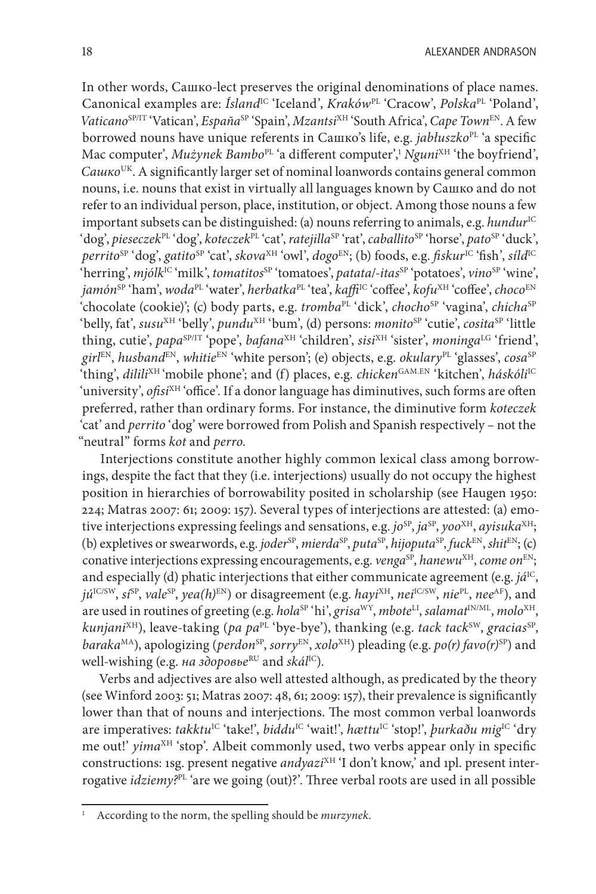In other words, Сашко-lect preserves the original denominations of place names. Canonical examples are: *Ísland*[IC] 'Iceland', *Kraków*[PL] 'Cracow', *Polska*[PL] 'Poland', *Vaticano*[SP/IT] 'Vatican', *España*[SP] 'Spain', *Mzantsi*[XH] 'South Africa', *Cape Town*[EN]. A few borrowed nouns have unique referents in Сашко's life, e.g. *jabłuszko*[PL] 'a specific Mac computer', *Mużynek Bambo*[PL] 'a different computer',[1] *Nguni*[XH] 'the boyfriend', *Сашко*[UK]. A significantly larger set of nominal loanwords contains general common nouns, i.e. nouns that exist in virtually all languages known by Сашко and do not refer to an individual person, place, institution, or object. Among those nouns a few important subsets can be distinguished: (a) nouns referring to animals, e.g. *hundur*[IC] 'dog', *pieseczek*[PL] 'dog', *koteczek*[PL] 'cat', *ratejilla*[SP] 'rat', *caballito*[SP] 'horse', *pato*[SP] 'duck', *perrito*[SP] 'dog', *gatito*[SP] 'cat', *skova*[XH] 'owl', *dogo*[EN]; (b) foods, e.g. *fiskur*[IC] 'fish', *síld*[IC] 'herring', *mjólk*[IC] 'milk', *tomatitos*[SP] 'tomatoes', *patata/-itas*[SP] 'potatoes', *vino*[SP] 'wine', *jamón*[SP] 'ham', *woda*[PL] 'water', *herbatka*[PL] 'tea', *kaffi*[IC] 'coffee', *kofu*[XH] 'coffee', *choco*[EN] 'chocolate (cookie)'; (c) body parts, e.g. *tromba*[PL] 'dick', *chocho*[SP] 'vagina', *chicha*[SP] 'belly, fat', *susu*[XH] 'belly', *pundu*[XH] 'bum', (d) persons: *monito*[SP] 'cutie', *cosita*[SP] 'little thing, cutie', *papa*[SP/IT] 'pope', *bafana*[XH] 'children', *sisi*[XH] 'sister', *moninga*[LG] 'friend', *girl*[EN], *husband*[EN], *whitie*[EN] 'white person'; (e) objects, e.g. *okulary*[PL] 'glasses', *cosa*[SP] 'thing', *dilili*[XH] 'mobile phone'; and (f) places, e.g. *chicken*[GAM.EN] 'kitchen', *háskóli*[IC] 'university', *ofisi*[XH] 'office'. If a donor language has diminutives, such forms are often preferred, rather than ordinary forms. For instance, the diminutive form *koteczek* 'cat' and *perrito* 'dog' were borrowed from Polish and Spanish respectively – not the "neutral" forms *kot* and *perro*.

Interjections constitute another highly common lexical class among borrowings, despite the fact that they (i.e. interjections) usually do not occupy the highest position in hierarchies of borrowability posited in scholarship (see Haugen 1950: 224; Matras 2007: 61; 2009: 157). Several types of interjections are attested: (a) emotive interjections expressing feelings and sensations, e.g. *jo*[SP], *ja*[SP], *yoo*[XH], *ayisuka*[XH]; (b) expletives or swearwords, e.g. *joder*[SP], *mierda*[SP], *puta*[SP], *hijoputa*[SP], *fuck*[EN], *shit*[EN]; (c) conative interjections expressing encouragements, e.g. *venga*[SP], *hanewu*[XH], *come on*[EN]; and especially (d) phatic interjections that either communicate agreement (e.g. *já*[IC], *jú*[IC/SW], *sí*[SP], *vale*[SP], *yea(h)*[EN]) or disagreement (e.g. *hayi*[XH], *nei*[IC/SW], *nie*[PL], *nee*[AF]), and are used in routines of greeting (e.g. *hola*[SP] 'hi', *grisa*[WY], *mbote*[LI], *salamat*[IN/ML], *molo*[XH], *kunjani*[XH]), leave-taking (*pa pa*[PL] 'bye-bye'), thanking (e.g. *tack tack*[SW], *gracias*[SP], *baraka*[MA]), apologizing (*perdon*[SP], *sorry*[EN], *xolo*[XH]) pleading (e.g. *po(r) favo(r)*[SP]) and well-wishing (e.g. *на здоровье*[RU] and *skál*[IC]).

Verbs and adjectives are also well attested although, as predicated by the theory (see Winford 2003: 51; Matras 2007: 48, 61; 2009: 157), their prevalence is significantly lower than that of nouns and interjections. The most common verbal loanwords are imperatives: *takktu*[IC] 'take!', *biddu*[IC] 'wait!', *hættu*[IC] 'stop!', *þurkaðu mig*[IC] 'dry me out!' *yima*[XH] 'stop'. Albeit commonly used, two verbs appear only in specific constructions: 1sg. present negative *andyazi*[XH] 'I don't know,' and 1pl. present interrogative *idziemy?*[PL] 'are we going (out)?'. Three verbal roots are used in all possible

[1] According to the norm, the spelling should be *murzynek*.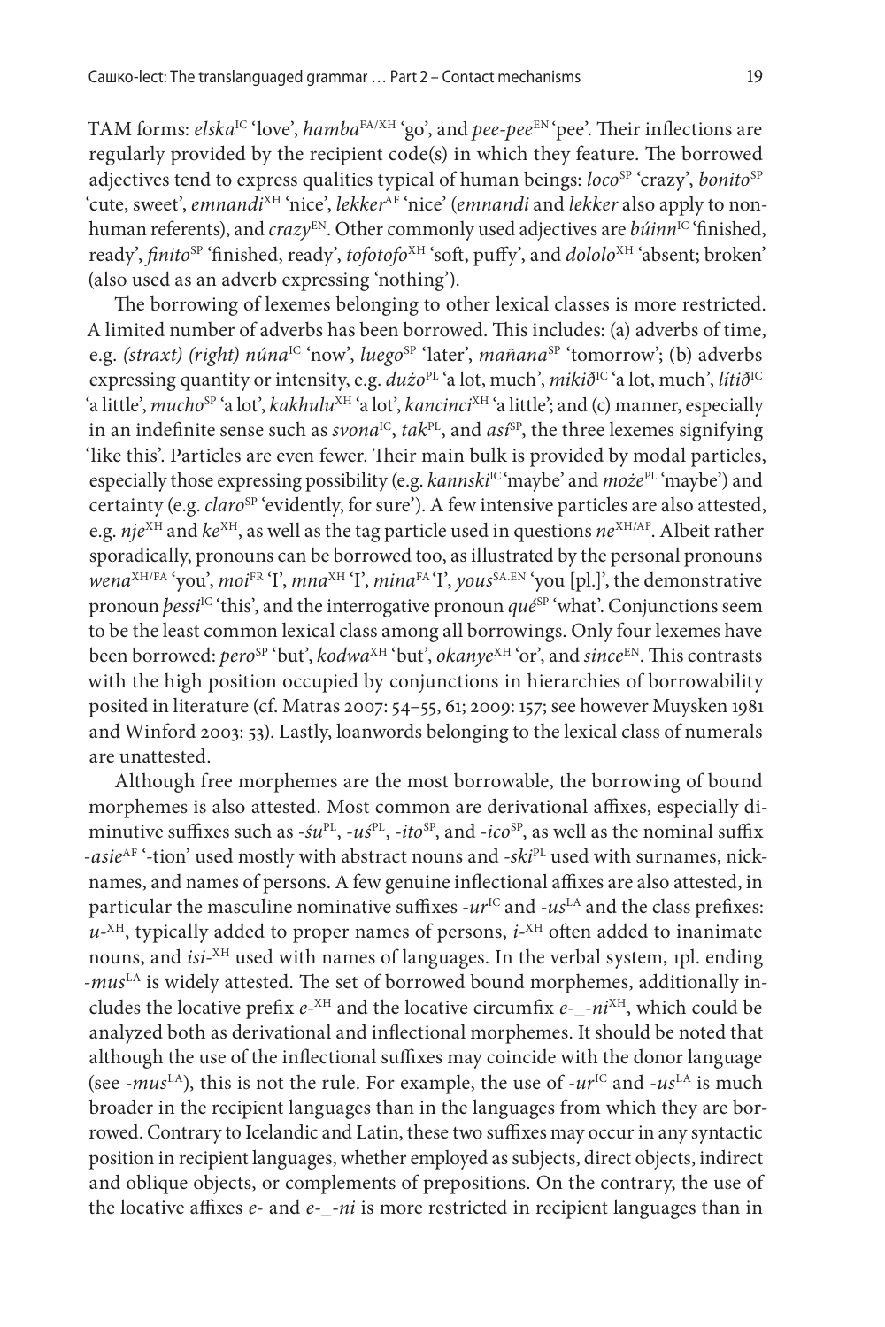TAM forms: *elska*[IC] 'love', *hamba*[FA/XH] 'go', and *pee-pee*[EN] 'pee'. Their inflections are regularly provided by the recipient code(s) in which they feature. The borrowed adjectives tend to express qualities typical of human beings: *loco*[SP] 'crazy', *bonito*[SP] 'cute, sweet', *emnandi*[XH] 'nice', *lekker*[AF] 'nice' (*emnandi* and *lekker* also apply to non-human referents), and *crazy*[EN]. Other commonly used adjectives are *búinn*[IC] 'finished, ready', *finito*[SP] 'finished, ready', *tofotofo*[XH] 'soft, puffy', and *dololo*[XH] 'absent; broken' (also used as an adverb expressing 'nothing').

The borrowing of lexemes belonging to other lexical classes is more restricted. A limited number of adverbs has been borrowed. This includes: (a) adverbs of time, e.g. *(straxt) (right) núna*[IC] 'now', *luego*[SP] 'later', *mañana*[SP] 'tomorrow'; (b) adverbs expressing quantity or intensity, e.g. *dużo*[PL] 'a lot, much', *mikið*[IC] 'a lot, much', *lítið*[IC] 'a little', *mucho*[SP] 'a lot', *kakhulu*[XH] 'a lot', *kancinci*[XH] 'a little'; and (c) manner, especially in an indefinite sense such as *svona*[IC], *tak*[PL], and *así*[SP], the three lexemes signifying 'like this'. Particles are even fewer. Their main bulk is provided by modal particles, especially those expressing possibility (e.g. *kannski*[IC] 'maybe' and *może*[PL] 'maybe') and certainty (e.g. *claro*[SP] 'evidently, for sure'). A few intensive particles are also attested, e.g. *nje*[XH] and *ke*[XH], as well as the tag particle used in questions *ne*[XH/AF]. Albeit rather sporadically, pronouns can be borrowed too, as illustrated by the personal pronouns *wena*[XH/FA] 'you', *moi*[FR] 'I', *mna*[XH] 'I', *mina*[FA] 'I', *yous*[SA.EN] 'you [pl.]', the demonstrative pronoun *þessi*[IC] 'this', and the interrogative pronoun *qué*[SP] 'what'. Conjunctions seem to be the least common lexical class among all borrowings. Only four lexemes have been borrowed: *pero*[SP] 'but', *kodwa*[XH] 'but', *okanye*[XH] 'or', and *since*[EN]. This contrasts with the high position occupied by conjunctions in hierarchies of borrowability posited in literature (cf. Matras 2007: 54–55, 61; 2009: 157; see however Muysken 1981 and Winford 2003: 53). Lastly, loanwords belonging to the lexical class of numerals are unattested.

Although free morphemes are the most borrowable, the borrowing of bound morphemes is also attested. Most common are derivational affixes, especially diminutive suffixes such as *-śu*[PL], *-uś*[PL], *-ito*[SP], and *-ico*[SP], as well as the nominal suffix *-asie*[AF] '-tion' used mostly with abstract nouns and *-ski*[PL] used with surnames, nicknames, and names of persons. A few genuine inflectional affixes are also attested, in particular the masculine nominative suffixes *-ur*[IC] and *-us*[LA] and the class prefixes: *u-*[XH], typically added to proper names of persons, *i-*[XH] often added to inanimate nouns, and *isi-*[XH] used with names of languages. In the verbal system, 1pl. ending *-mus*[LA] is widely attested. The set of borrowed bound morphemes, additionally includes the locative prefix *e-*[XH] and the locative circumfix *e-_-ni*[XH], which could be analyzed both as derivational and inflectional morphemes. It should be noted that although the use of the inflectional suffixes may coincide with the donor language (see *-mus*[LA]), this is not the rule. For example, the use of *-ur*[IC] and *-us*[LA] is much broader in the recipient languages than in the languages from which they are borrowed. Contrary to Icelandic and Latin, these two suffixes may occur in any syntactic position in recipient languages, whether employed as subjects, direct objects, indirect and oblique objects, or complements of prepositions. On the contrary, the use of the locative affixes *e-* and *e-_-ni* is more restricted in recipient languages than in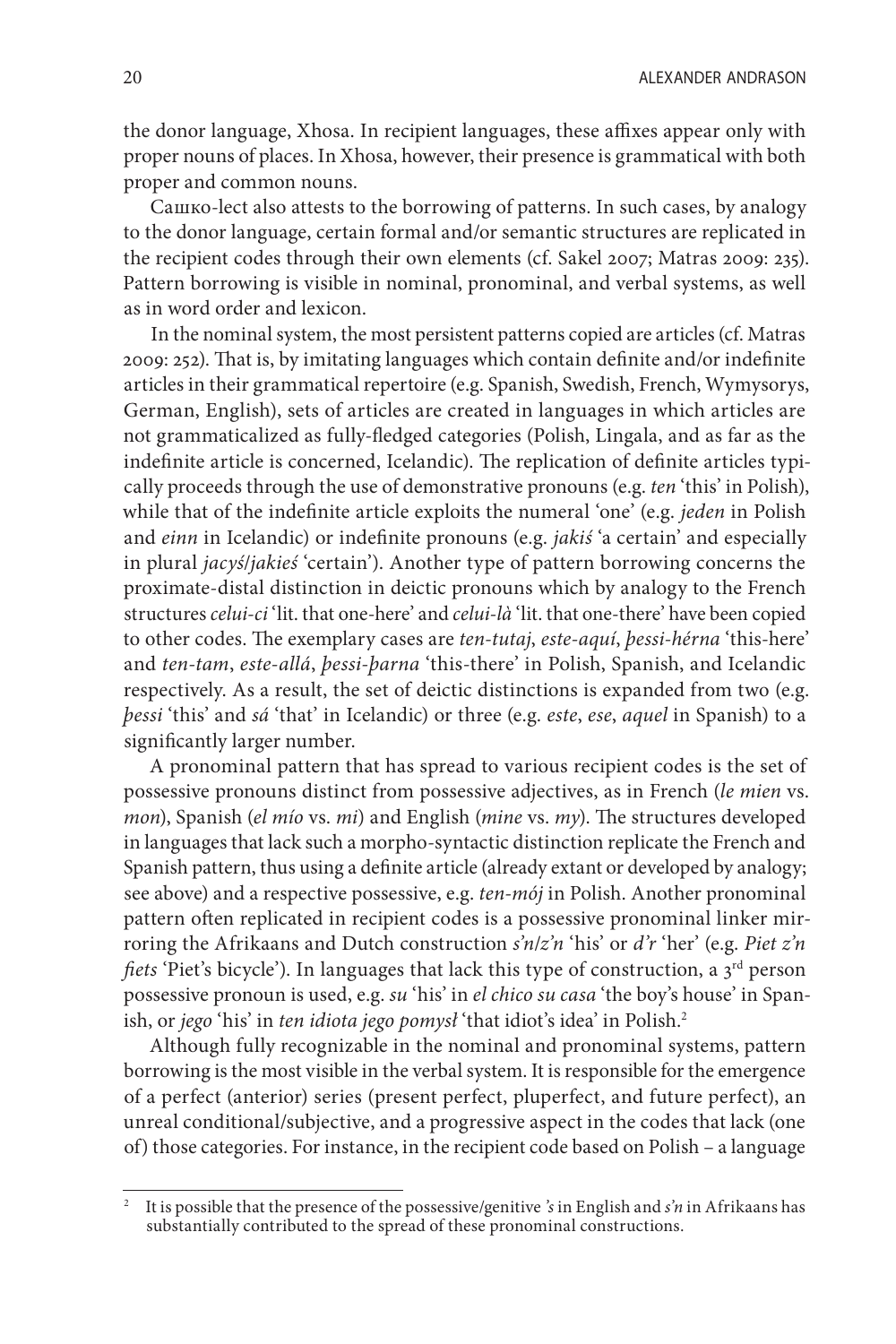the donor language, Xhosa. In recipient languages, these affixes appear only with proper nouns of places. In Xhosa, however, their presence is grammatical with both proper and common nouns.

Сашко-lect also attests to the borrowing of patterns. In such cases, by analogy to the donor language, certain formal and/or semantic structures are replicated in the recipient codes through their own elements (cf. Sakel 2007; Matras 2009: 235). Pattern borrowing is visible in nominal, pronominal, and verbal systems, as well as in word order and lexicon.

In the nominal system, the most persistent patterns copied are articles (cf. Matras 2009: 252). That is, by imitating languages which contain definite and/or indefinite articles in their grammatical repertoire (e.g. Spanish, Swedish, French, Wymysorys, German, English), sets of articles are created in languages in which articles are not grammaticalized as fully-fledged categories (Polish, Lingala, and as far as the indefinite article is concerned, Icelandic). The replication of definite articles typically proceeds through the use of demonstrative pronouns (e.g. *ten* 'this' in Polish), while that of the indefinite article exploits the numeral 'one' (e.g. *jeden* in Polish and *einn* in Icelandic) or indefinite pronouns (e.g. *jakiś* 'a certain' and especially in plural *jacyś*/*jakieś* 'certain'). Another type of pattern borrowing concerns the proximate-distal distinction in deictic pronouns which by analogy to the French structures *celui-ci* 'lit. that one-here' and *celui-là* 'lit. that one-there' have been copied to other codes. The exemplary cases are *ten-tutaj*, *este-aquí*, *þessi-hérna* 'this-here' and *ten-tam*, *este-allá*, *þessi-þarna* 'this-there' in Polish, Spanish, and Icelandic respectively. As a result, the set of deictic distinctions is expanded from two (e.g. *þessi* 'this' and *sá* 'that' in Icelandic) or three (e.g. *este*, *ese*, *aquel* in Spanish) to a significantly larger number.

A pronominal pattern that has spread to various recipient codes is the set of possessive pronouns distinct from possessive adjectives, as in French (*le mien* vs. *mon*), Spanish (*el mío* vs. *mi*) and English (*mine* vs. *my*). The structures developed in languages that lack such a morpho-syntactic distinction replicate the French and Spanish pattern, thus using a definite article (already extant or developed by analogy; see above) and a respective possessive, e.g. *ten-mój* in Polish. Another pronominal pattern often replicated in recipient codes is a possessive pronominal linker mirroring the Afrikaans and Dutch construction *s'n*/*z'n* 'his' or *d'r* 'her' (e.g. *Piet z'n fiets* 'Piet's bicycle'). In languages that lack this type of construction, a 3rd person possessive pronoun is used, e.g. *su* 'his' in *el chico su casa* 'the boy's house' in Spanish, or *jego* 'his' in *ten idiota jego pomysł* 'that idiot's idea' in Polish.[2]

Although fully recognizable in the nominal and pronominal systems, pattern borrowing is the most visible in the verbal system. It is responsible for the emergence of a perfect (anterior) series (present perfect, pluperfect, and future perfect), an unreal conditional/subjective, and a progressive aspect in the codes that lack (one of) those categories. For instance, in the recipient code based on Polish – a language

[2] It is possible that the presence of the possessive/genitive *'s* in English and *s'n* in Afrikaans has substantially contributed to the spread of these pronominal constructions.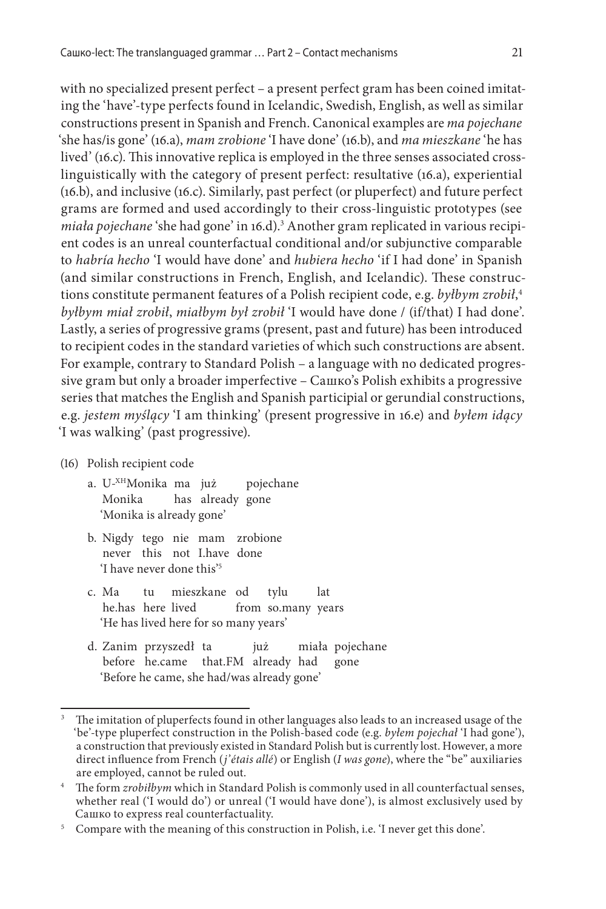with no specialized present perfect – a present perfect gram has been coined imitating the 'have'-type perfects found in Icelandic, Swedish, English, as well as similar constructions present in Spanish and French. Canonical examples are *ma pojechane* 'she has/is gone' (16.a), *mam zrobione* 'I have done' (16.b), and *ma mieszkane* 'he has lived' (16.c). This innovative replica is employed in the three senses associated cross-linguistically with the category of present perfect: resultative (16.a), experiential (16.b), and inclusive (16.c). Similarly, past perfect (or pluperfect) and future perfect grams are formed and used accordingly to their cross-linguistic prototypes (see *miała pojechane* 'she had gone' in 16.d).[3] Another gram replicated in various recipient codes is an unreal counterfactual conditional and/or subjunctive comparable to *habría hecho* 'I would have done' and *hubiera hecho* 'if I had done' in Spanish (and similar constructions in French, English, and Icelandic). These constructions constitute permanent features of a Polish recipient code, e.g. *byłbym zrobił*,[4] *byłbym miał zrobił*, *miałbym był zrobił* 'I would have done / (if/that) I had done'. Lastly, a series of progressive grams (present, past and future) has been introduced to recipient codes in the standard varieties of which such constructions are absent. For example, contrary to Standard Polish – a language with no dedicated progressive gram but only a broader imperfective – Сашко's Polish exhibits a progressive series that matches the English and Spanish participial or gerundial constructions, e.g. *jestem myślący* 'I am thinking' (present progressive in 16.e) and *byłem idący* 'I was walking' (past progressive).

(16) Polish recipient code

a. U-[XH]Monika ma już pojechane
   Monika has already gone
   'Monika is already gone'

b. Nigdy tego nie mam zrobione
   never this not I.have done
   'I have never done this'[5]

c. Ma tu mieszkane od tylu lat
   he.has here lived from so.many years
   'He has lived here for so many years'

d. Zanim przyszedł ta już miała pojechane
   before he.came that.FM already had gone
   'Before he came, she had/was already gone'

---

[3] The imitation of pluperfects found in other languages also leads to an increased usage of the 'be'-type pluperfect construction in the Polish-based code (e.g. *byłem pojechał* 'I had gone'), a construction that previously existed in Standard Polish but is currently lost. However, a more direct influence from French (*j'étais allé*) or English (*I was gone*), where the "be" auxiliaries are employed, cannot be ruled out.

[4] The form *zrobiłbym* which in Standard Polish is commonly used in all counterfactual senses, whether real ('I would do') or unreal ('I would have done'), is almost exclusively used by Сашко to express real counterfactuality.

[5] Compare with the meaning of this construction in Polish, i.e. 'I never get this done'.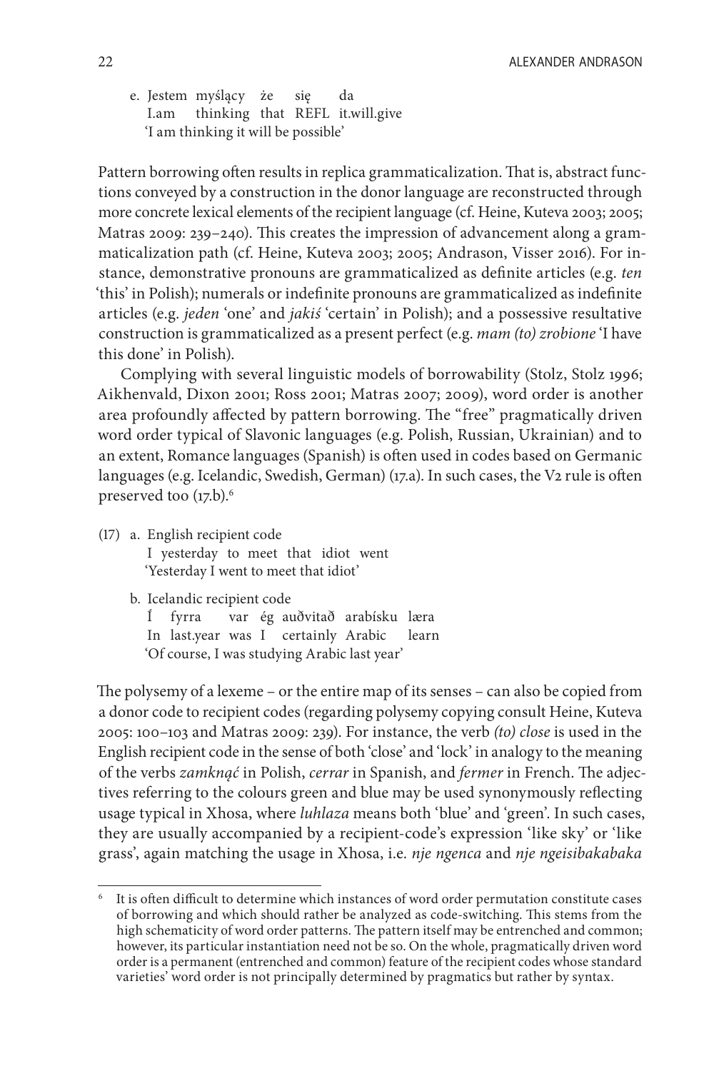e. Jestem myślący że się da
   I.am thinking that REFL it.will.give
   'I am thinking it will be possible'

Pattern borrowing often results in replica grammaticalization. That is, abstract functions conveyed by a construction in the donor language are reconstructed through more concrete lexical elements of the recipient language (cf. Heine, Kuteva 2003; 2005; Matras 2009: 239–240). This creates the impression of advancement along a grammaticalization path (cf. Heine, Kuteva 2003; 2005; Andrason, Visser 2016). For instance, demonstrative pronouns are grammaticalized as definite articles (e.g. *ten* 'this' in Polish); numerals or indefinite pronouns are grammaticalized as indefinite articles (e.g. *jeden* 'one' and *jakiś* 'certain' in Polish); and a possessive resultative construction is grammaticalized as a present perfect (e.g. *mam (to) zrobione* 'I have this done' in Polish).

Complying with several linguistic models of borrowability (Stolz, Stolz 1996; Aikhenvald, Dixon 2001; Ross 2001; Matras 2007; 2009), word order is another area profoundly affected by pattern borrowing. The "free" pragmatically driven word order typical of Slavonic languages (e.g. Polish, Russian, Ukrainian) and to an extent, Romance languages (Spanish) is often used in codes based on Germanic languages (e.g. Icelandic, Swedish, German) (17.a). In such cases, the V2 rule is often preserved too (17.b).[6]

(17) a. English recipient code
   I yesterday to meet that idiot went
   'Yesterday I went to meet that idiot'

   b. Icelandic recipient code
   Í fyrra var ég auðvitað arabísku læra
   In last.year was I certainly Arabic learn
   'Of course, I was studying Arabic last year'

The polysemy of a lexeme – or the entire map of its senses – can also be copied from a donor code to recipient codes (regarding polysemy copying consult Heine, Kuteva 2005: 100–103 and Matras 2009: 239). For instance, the verb *(to) close* is used in the English recipient code in the sense of both 'close' and 'lock' in analogy to the meaning of the verbs *zamknąć* in Polish, *cerrar* in Spanish, and *fermer* in French. The adjectives referring to the colours green and blue may be used synonymously reflecting usage typical in Xhosa, where *luhlaza* means both 'blue' and 'green'. In such cases, they are usually accompanied by a recipient-code's expression 'like sky' or 'like grass', again matching the usage in Xhosa, i.e. *nje ngenca* and *nje ngeisibakabaka*

---

[6] It is often difficult to determine which instances of word order permutation constitute cases of borrowing and which should rather be analyzed as code-switching. This stems from the high schematicity of word order patterns. The pattern itself may be entrenched and common; however, its particular instantiation need not be so. On the whole, pragmatically driven word order is a permanent (entrenched and common) feature of the recipient codes whose standard varieties' word order is not principally determined by pragmatics but rather by syntax.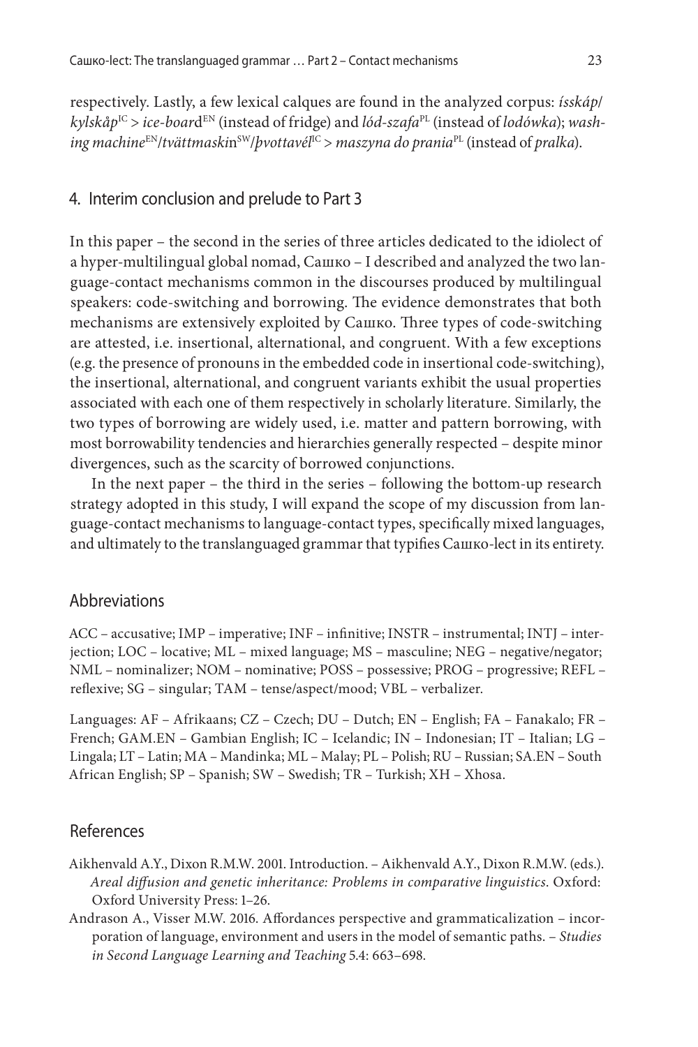respectively. Lastly, a few lexical calques are found in the analyzed corpus: *ísskáp*/*kylskåp*[IC] > *ice-board*[EN] (instead of fridge) and *lód-szafa*[PL] (instead of *lodówka*); *washing machine*[EN]/*tvättmaskin*[SW]/*þvottavél*[IC] > *maszyna do prania*[PL] (instead of *pralka*).

## 4. Interim conclusion and prelude to Part 3

In this paper – the second in the series of three articles dedicated to the idiolect of a hyper-multilingual global nomad, Сашко – I described and analyzed the two language-contact mechanisms common in the discourses produced by multilingual speakers: code-switching and borrowing. The evidence demonstrates that both mechanisms are extensively exploited by Сашко. Three types of code-switching are attested, i.e. insertional, alternational, and congruent. With a few exceptions (e.g. the presence of pronouns in the embedded code in insertional code-switching), the insertional, alternational, and congruent variants exhibit the usual properties associated with each one of them respectively in scholarly literature. Similarly, the two types of borrowing are widely used, i.e. matter and pattern borrowing, with most borrowability tendencies and hierarchies generally respected – despite minor divergences, such as the scarcity of borrowed conjunctions.

In the next paper – the third in the series – following the bottom-up research strategy adopted in this study, I will expand the scope of my discussion from language-contact mechanisms to language-contact types, specifically mixed languages, and ultimately to the translanguaged grammar that typifies Сашко-lect in its entirety.

## Abbreviations

ACC – accusative; IMP – imperative; INF – infinitive; INSTR – instrumental; INTJ – interjection; LOC – locative; ML – mixed language; MS – masculine; NEG – negative/negator; NML – nominalizer; NOM – nominative; POSS – possessive; PROG – progressive; REFL – reflexive; SG – singular; TAM – tense/aspect/mood; VBL – verbalizer.

Languages: AF – Afrikaans; CZ – Czech; DU – Dutch; EN – English; FA – Fanakalo; FR – French; GAM.EN – Gambian English; IC – Icelandic; IN – Indonesian; IT – Italian; LG – Lingala; LT – Latin; MA – Mandinka; ML – Malay; PL – Polish; RU – Russian; SA.EN – South African English; SP – Spanish; SW – Swedish; TR – Turkish; XH – Xhosa.

## References

Aikhenvald A.Y., Dixon R.M.W. 2001. Introduction. – Aikhenvald A.Y., Dixon R.M.W. (eds.). *Areal diffusion and genetic inheritance: Problems in comparative linguistics*. Oxford: Oxford University Press: 1–26.

Andrason A., Visser M.W. 2016. Affordances perspective and grammaticalization – incorporation of language, environment and users in the model of semantic paths. – *Studies in Second Language Learning and Teaching* 5.4: 663–698.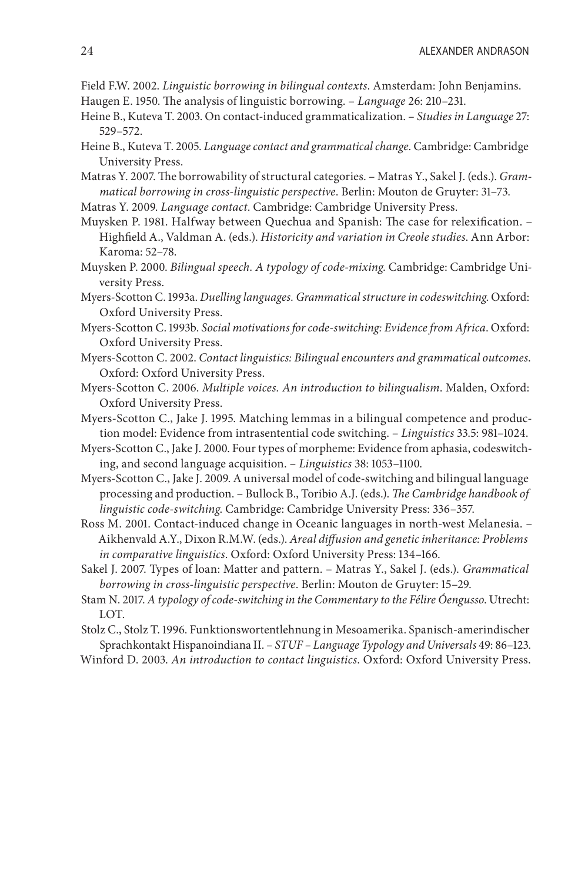Field F.W. 2002. *Linguistic borrowing in bilingual contexts*. Amsterdam: John Benjamins.

Haugen E. 1950. The analysis of linguistic borrowing. – *Language* 26: 210–231.

Heine B., Kuteva T. 2003. On contact-induced grammaticalization. – *Studies in Language* 27: 529–572.

Heine B., Kuteva T. 2005. *Language contact and grammatical change*. Cambridge: Cambridge University Press.

Matras Y. 2007. The borrowability of structural categories. – Matras Y., Sakel J. (eds.). *Grammatical borrowing in cross-linguistic perspective*. Berlin: Mouton de Gruyter: 31–73.

Matras Y. 2009. *Language contact*. Cambridge: Cambridge University Press.

Muysken P. 1981. Halfway between Quechua and Spanish: The case for relexification. – Highfield A., Valdman A. (eds.). *Historicity and variation in Creole studies*. Ann Arbor: Karoma: 52–78.

Muysken P. 2000. *Bilingual speech. A typology of code-mixing*. Cambridge: Cambridge University Press.

Myers-Scotton C. 1993a. *Duelling languages. Grammatical structure in codeswitching*. Oxford: Oxford University Press.

Myers-Scotton C. 1993b. *Social motivations for code-switching: Evidence from Africa*. Oxford: Oxford University Press.

Myers-Scotton C. 2002. *Contact linguistics: Bilingual encounters and grammatical outcomes*. Oxford: Oxford University Press.

Myers-Scotton C. 2006. *Multiple voices. An introduction to bilingualism*. Malden, Oxford: Oxford University Press.

Myers-Scotton C., Jake J. 1995. Matching lemmas in a bilingual competence and production model: Evidence from intrasentential code switching. – *Linguistics* 33.5: 981–1024.

Myers-Scotton C., Jake J. 2000. Four types of morpheme: Evidence from aphasia, codeswitching, and second language acquisition. – *Linguistics* 38: 1053–1100.

Myers-Scotton C., Jake J. 2009. A universal model of code-switching and bilingual language processing and production. – Bullock B., Toribio A.J. (eds.). *The Cambridge handbook of linguistic code-switching*. Cambridge: Cambridge University Press: 336–357.

Ross M. 2001. Contact-induced change in Oceanic languages in north-west Melanesia. – Aikhenvald A.Y., Dixon R.M.W. (eds.). *Areal diffusion and genetic inheritance: Problems in comparative linguistics*. Oxford: Oxford University Press: 134–166.

Sakel J. 2007. Types of loan: Matter and pattern. – Matras Y., Sakel J. (eds.). *Grammatical borrowing in cross-linguistic perspective*. Berlin: Mouton de Gruyter: 15–29.

Stam N. 2017. *A typology of code-switching in the Commentary to the Félire Óengusso*. Utrecht: LOT.

Stolz C., Stolz T. 1996. Funktionswortentlehnung in Mesoamerika. Spanisch-amerindischer Sprachkontakt Hispanoindiana II. – *STUF – Language Typology and Universals* 49: 86–123.

Winford D. 2003. *An introduction to contact linguistics*. Oxford: Oxford University Press.